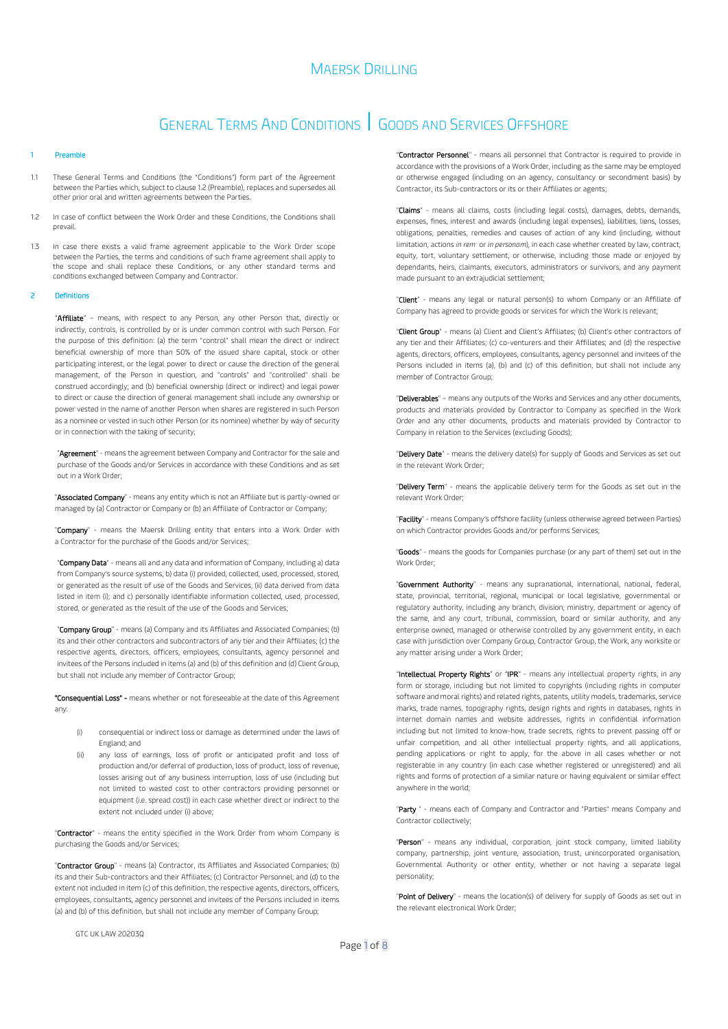# MAERSK DRILLING

# GENERAL TERMS AND CONDITIONS | GOODS AND SERVICES OFFSHORE

## 1 Preamble

1.1 These General Terms and Conditions (the "Conditions") form part of the Agreement between the Parties which, subject to clause 1.2 (Preamble), replaces and supersedes all other prior oral and written agreements between the Parties.

1.2 In case of conflict between the Work Order and these Conditions, the Conditions shall prevail.

1.3 In case there exists a valid frame agreement applicable to the Work Order scope between the Parties, the terms and conditions of such frame agreement shall apply to the scope and shall replace these Conditions, or any other standard terms and conditions exchanged between Company and Contractor.

## 2 Definitions

"**Affiliate**" – means, with respect to any Person, any other Person that, directly or indirectly, controls, is controlled by or is under common control with such Person. For the purpose of this definition: (a) the term "control" shall mean the direct or indirect beneficial ownership of more than 50% of the issued share capital, stock or other participating interest, or the legal power to direct or cause the direction of the general management, of the Person in question, and "controls" and "controlled" shall be construed accordingly; and (b) beneficial ownership (direct or indirect) and legal power to direct or cause the direction of general management shall include any ownership or power vested in the name of another Person when shares are registered in such Person as a nominee or vested in such other Person (or its nominee) whether by way of security or in connection with the taking of security;

"**Agreement**" - means the agreement between Company and Contractor for the sale and purchase of the Goods and/or Services in accordance with these Conditions and as set out in a Work Order;

"**Associated Company**" - means any entity which is not an Affiliate but is partly-owned or managed by (a) Contractor or Company or (b) an Affiliate of Contractor or Company;

"**Company**" - means the Maersk Drilling entity that enters into a Work Order with a Contractor for the purchase of the Goods and/or Services;

"**Company Data**" - means all and any data and information of Company, including a) data from Company's source systems, b) data (i) provided, collected, used, processed, stored, or generated as the result of use of the Goods and Services, (ii) data derived from data listed in item (i); and c) personally identifiable information collected, used, processed, stored, or generated as the result of the use of the Goods and Services;

"**Company Group**" - means (a) Company and its Affiliates and Associated Companies; (b) its and their other contractors and subcontractors of any tier and their Affiliates; (c) the respective agents, directors, officers, employees, consultants, agency personnel and invitees of the Persons included in items (a) and (b) of this definition and (d) Client Group, but shall not include any member of Contractor Group;

"**Consequential Loss**" - means whether or not foreseeable at the date of this Agreement any:

(i) consequential or indirect loss or damage as determined under the laws of England; and

(ii) any loss of earnings, loss of profit or anticipated profit and loss of production and/or deferral of production, loss of product, loss of revenue, losses arising out of any business interruption, loss of use (including but not limited to wasted cost to other contractors providing personnel or equipment (i.e. spread cost)) in each case whether direct or indirect to the extent not included under (i) above;

"**Contractor**" - means the entity specified in the Work Order from whom Company is purchasing the Goods and/or Services;

"**Contractor Group**" - means (a) Contractor, its Affiliates and Associated Companies; (b) its and their Sub-contractors and their Affiliates; (c) Contractor Personnel; and (d) to the extent not included in item (c) of this definition, the respective agents, directors, officers, employees, consultants, agency personnel and invitees of the Persons included in items (a) and (b) of this definition, but shall not include any member of Company Group;

"**Contractor Personnel**" - means all personnel that Contractor is required to provide in accordance with the provisions of a Work Order, including as the same may be employed or otherwise engaged (including on an agency, consultancy or secondment basis) by Contractor, its Sub-contractors or its or their Affiliates or agents;

"**Claims**" - means all claims, costs (including legal costs), damages, debts, demands, expenses, fines, interest and awards (including legal expenses), liabilities, liens, losses, obligations, penalties, remedies and causes of action of any kind (including, without limitation, actions *in rem* or *in personam*), in each case whether created by law, contract, equity, tort, voluntary settlement, or otherwise, including those made or enjoyed by dependants, heirs, claimants, executors, administrators or survivors, and any payment made pursuant to an extrajudicial settlement;

"**Client**" - means any legal or natural person(s) to whom Company or an Affiliate of Company has agreed to provide goods or services for which the Work is relevant;

"**Client Group**" - means (a) Client and Client's Affiliates; (b) Client's other contractors of any tier and their Affiliates; (c) co-venturers and their Affiliates; and (d) the respective agents, directors, officers, employees, consultants, agency personnel and invitees of the Persons included in items (a), (b) and (c) of this definition, but shall not include any member of Contractor Group;

"**Deliverables**" – means any outputs of the Works and Services and any other documents, products and materials provided by Contractor to Company as specified in the Work Order and any other documents, products and materials provided by Contractor to Company in relation to the Services (excluding Goods);

"**Delivery Date**" - means the delivery date(s) for supply of Goods and Services as set out in the relevant Work Order;

"**Delivery Term**" - means the applicable delivery term for the Goods as set out in the relevant Work Order;

"**Facility**" - means Company's offshore facility (unless otherwise agreed between Parties) on which Contractor provides Goods and/or performs Services;

"**Goods**" - means the goods for Companies purchase (or any part of them) set out in the Work Order;

"**Government Authority**" - means any supranational, international, national, federal, state, provincial, territorial, regional, municipal or local legislative, governmental or regulatory authority, including any branch, division, ministry, department or agency of the same, and any court, tribunal, commission, board or similar authority, and any enterprise owned, managed or otherwise controlled by any government entity, in each case with jurisdiction over Company Group, Contractor Group, the Work, any worksite or any matter arising under a Work Order;

"**Intellectual Property Rights**" or "**IPR**" - means any intellectual property rights, in any form or storage, including but not limited to copyrights (including rights in computer software and moral rights) and related rights, patents, utility models, trademarks, service marks, trade names, topography rights, design rights and rights in databases, rights in internet domain names and website addresses, rights in confidential information including but not limited to know-how, trade secrets, rights to prevent passing off or unfair competition, and all other intellectual property rights, and all applications, pending applications or right to apply, for the above in all cases whether or not registerable in any country (in each case whether registered or unregistered) and all rights and forms of protection of a similar nature or having equivalent or similar effect anywhere in the world;

"**Party** " - means each of Company and Contractor and "Parties" means Company and Contractor collectively;

"**Person**" - means any individual, corporation, joint stock company, limited liability company, partnership, joint venture, association, trust, unincorporated organisation, Governmental Authority or other entity, whether or not having a separate legal personality;

"**Point of Delivery**" - means the location(s) of delivery for supply of Goods as set out in the relevant electronical Work Order;

GTC UK LAW 20203Q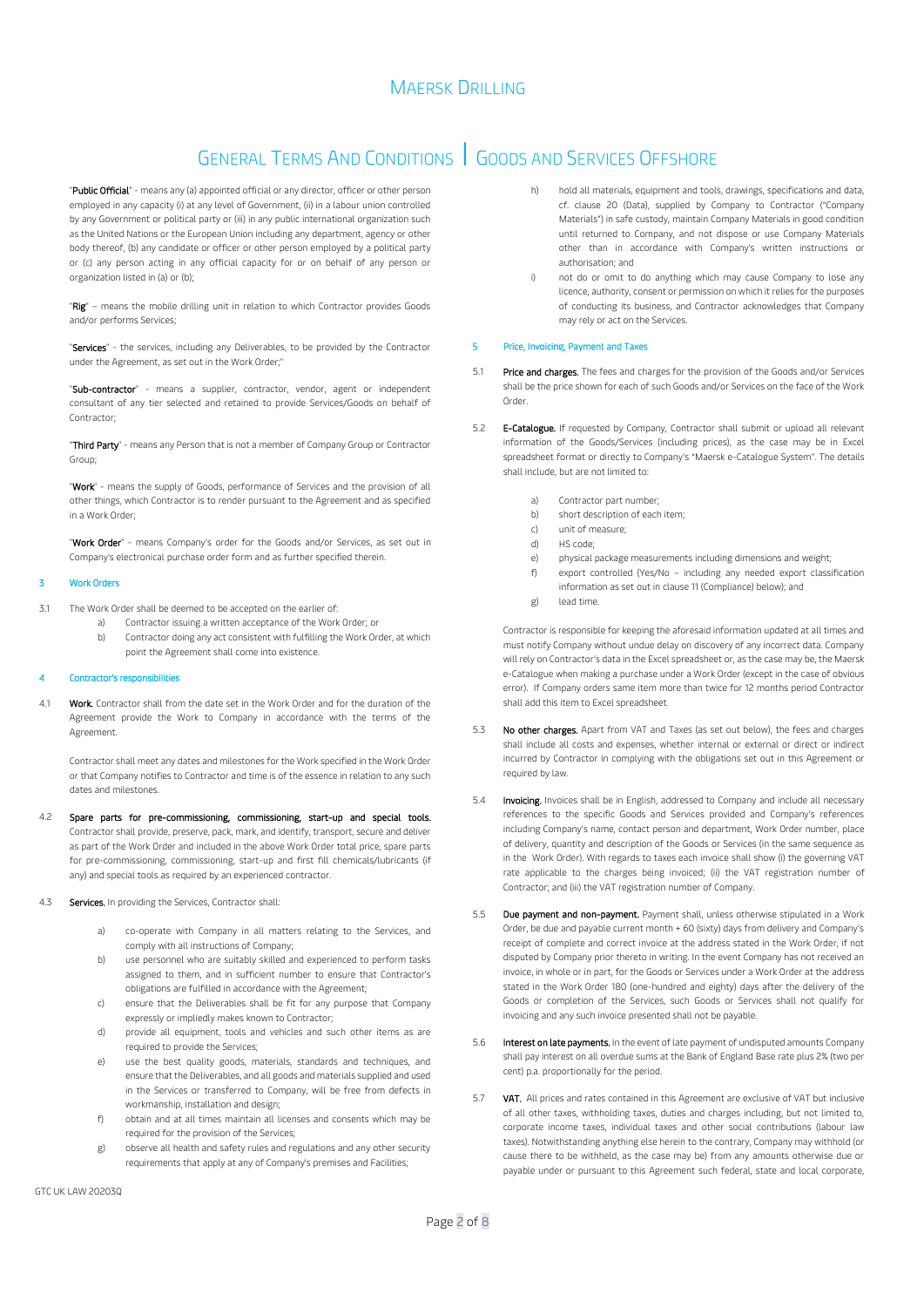"**Public Official**" - means any (a) appointed official or any director, officer or other person employed in any capacity (i) at any level of Government, (ii) in a labour union controlled by any Government or political party or (iii) in any public international organization such as the United Nations or the European Union including any department, agency or other body thereof, (b) any candidate or officer or other person employed by a political party or (c) any person acting in any official capacity for or on behalf of any person or organization listed in (a) or (b);

"**Rig**" – means the mobile drilling unit in relation to which Contractor provides Goods and/or performs Services;

"**Services**" - the services, including any Deliverables, to be provided by the Contractor under the Agreement, as set out in the Work Order;"

"**Sub-contractor**" - means a supplier, contractor, vendor, agent or independent consultant of any tier selected and retained to provide Services/Goods on behalf of Contractor;

"**Third Party**" - means any Person that is not a member of Company Group or Contractor Group;

"**Work**" - means the supply of Goods, performance of Services and the provision of all other things, which Contractor is to render pursuant to the Agreement and as specified in a Work Order;

"**Work Order**" - means Company's order for the Goods and/or Services, as set out in Company's electronical purchase order form and as further specified therein.

## 3 Work Orders

3.1 The Work Order shall be deemed to be accepted on the earlier of:

a) Contractor issuing a written acceptance of the Work Order; or

b) Contractor doing any act consistent with fulfilling the Work Order, at which point the Agreement shall come into existence.

## 4 Contractor's responsibilities

4.1 **Work.** Contractor shall from the date set in the Work Order and for the duration of the Agreement provide the Work to Company in accordance with the terms of the Agreement.

Contractor shall meet any dates and milestones for the Work specified in the Work Order or that Company notifies to Contractor and time is of the essence in relation to any such dates and milestones.

4.2 **Spare parts for pre-commissioning, commissioning, start-up and special tools.** Contractor shall provide, preserve, pack, mark, and identify, transport, secure and deliver as part of the Work Order and included in the above Work Order total price, spare parts for pre-commissioning, commissioning, start-up and first fill chemicals/lubricants (if any) and special tools as required by an experienced contractor.

4.3 **Services.** In providing the Services, Contractor shall:

a) co-operate with Company in all matters relating to the Services, and comply with all instructions of Company;

b) use personnel who are suitably skilled and experienced to perform tasks assigned to them, and in sufficient number to ensure that Contractor's obligations are fulfilled in accordance with the Agreement;

c) ensure that the Deliverables shall be fit for any purpose that Company expressly or impliedly makes known to Contractor;

d) provide all equipment, tools and vehicles and such other items as are required to provide the Services;

e) use the best quality goods, materials, standards and techniques, and ensure that the Deliverables, and all goods and materials supplied and used in the Services or transferred to Company, will be free from defects in workmanship, installation and design;

f) obtain and at all times maintain all licenses and consents which may be required for the provision of the Services;

g) observe all health and safety rules and regulations and any other security requirements that apply at any of Company's premises and Facilities;

h) hold all materials, equipment and tools, drawings, specifications and data, cf. clause 20 (Data), supplied by Company to Contractor ("Company Materials") in safe custody, maintain Company Materials in good condition until returned to Company, and not dispose or use Company Materials other than in accordance with Company's written instructions or authorisation; and

i) not do or omit to do anything which may cause Company to lose any licence, authority, consent or permission on which it relies for the purposes of conducting its business, and Contractor acknowledges that Company may rely or act on the Services.

## 5 Price, Invoicing, Payment and Taxes

5.1 **Price and charges.** The fees and charges for the provision of the Goods and/or Services shall be the price shown for each of such Goods and/or Services on the face of the Work Order.

5.2 **E-Catalogue.** If requested by Company, Contractor shall submit or upload all relevant information of the Goods/Services (including prices), as the case may be in Excel spreadsheet format or directly to Company's "Maersk e-Catalogue System". The details shall include, but are not limited to:

a) Contractor part number;

b) short description of each item;

c) unit of measure;

d) HS code;

e) physical package measurements including dimensions and weight;

f) export controlled (Yes/No – including any needed export classification information as set out in clause 11 (Compliance) below); and

g) lead time.

Contractor is responsible for keeping the aforesaid information updated at all times and must notify Company without undue delay on discovery of any incorrect data. Company will rely on Contractor's data in the Excel spreadsheet or, as the case may be, the Maersk e-Catalogue when making a purchase under a Work Order (except in the case of obvious error). If Company orders same item more than twice for 12 months period Contractor shall add this item to Excel spreadsheet.

5.3 **No other charges.** Apart from VAT and Taxes (as set out below), the fees and charges shall include all costs and expenses, whether internal or external or direct or indirect incurred by Contractor in complying with the obligations set out in this Agreement or required by law.

5.4 **Invoicing.** Invoices shall be in English, addressed to Company and include all necessary references to the specific Goods and Services provided and Company's references including Company's name, contact person and department, Work Order number, place of delivery, quantity and description of the Goods or Services (in the same sequence as in the Work Order). With regards to taxes each invoice shall show (i) the governing VAT rate applicable to the charges being invoiced; (ii) the VAT registration number of Contractor; and (iii) the VAT registration number of Company.

5.5 **Due payment and non-payment.** Payment shall, unless otherwise stipulated in a Work Order, be due and payable current month + 60 (sixty) days from delivery and Company's receipt of complete and correct invoice at the address stated in the Work Order, if not disputed by Company prior thereto in writing. In the event Company has not received an invoice, in whole or in part, for the Goods or Services under a Work Order at the address stated in the Work Order 180 (one-hundred and eighty) days after the delivery of the Goods or completion of the Services, such Goods or Services shall not qualify for invoicing and any such invoice presented shall not be payable.

5.6 **Interest on late payments.** In the event of late payment of undisputed amounts Company shall pay interest on all overdue sums at the Bank of England Base rate plus 2% (two per cent) p.a. proportionally for the period.

5.7 **VAT.** All prices and rates contained in this Agreement are exclusive of VAT but inclusive of all other taxes, withholding taxes, duties and charges including, but not limited to, corporate income taxes, individual taxes and other social contributions (labour law taxes). Notwithstanding anything else herein to the contrary, Company may withhold (or cause there to be withheld, as the case may be) from any amounts otherwise due or payable under or pursuant to this Agreement such federal, state and local corporate,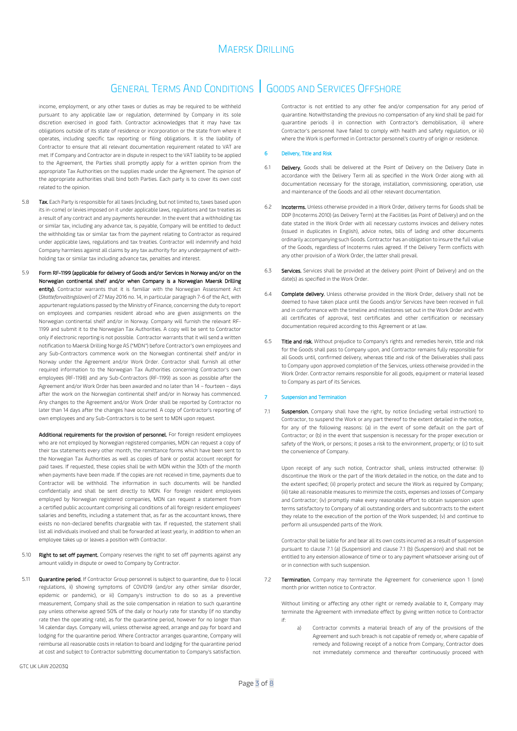income, employment, or any other taxes or duties as may be required to be withheld pursuant to any applicable law or regulation, determined by Company in its sole discretion exercised in good faith. Contractor acknowledges that it may have tax obligations outside of its state of residence or incorporation or the state from where it operates, including specific tax reporting or filing obligations. It is the liability of Contractor to ensure that all relevant documentation requirement related to VAT are met. If Company and Contractor are in dispute in respect to the VAT liability to be applied to the Agreement, the Parties shall promptly apply for a written opinion from the appropriate Tax Authorities on the supplies made under the Agreement. The opinion of the appropriate authorities shall bind both Parties. Each party is to cover its own cost related to the opinion.

5.8 **Tax.** Each Party is responsible for all taxes (including, but not limited to, taxes based upon its in-come) or levies imposed on it under applicable laws, regulations and tax treaties as a result of any contract and any payments hereunder. In the event that a withholding tax or similar tax, including any advance tax, is payable, Company will be entitled to deduct the withholding tax or similar tax from the payment relating to Contractor as required under applicable laws, regulations and tax treaties. Contractor will indemnify and hold Company harmless against all claims by any tax authority for any underpayment of with-holding tax or similar tax including advance tax, penalties and interest.

5.9 **Form RF-1199 (applicable for delivery of Goods and/or Services in Norway and/or on the Norwegian continental shelf and/or when Company is a Norwegian Maersk Drilling entity).** Contractor warrants that it is familiar with the Norwegian Assessment Act (*Skatteforvaltingsloven*) of 27 May 2016 no. 14, in particular paragraph 7-6 of the Act, with appurtenant regulations passed by the Ministry of Finance, concerning the duty to report on employees and companies resident abroad who are given assignments on the Norwegian continental shelf and/or in Norway. Company will furnish the relevant RF-1199 and submit it to the Norwegian Tax Authorities. A copy will be sent to Contractor only if electronic reporting is not possible. Contractor warrants that it will send a written notification to Maersk Drilling Norge AS ("MDN") before Contractor's own employees and any Sub-Contractors commence work on the Norwegian continental shelf and/or in Norway under the Agreement and/or Work Order. Contractor shall furnish all other required information to the Norwegian Tax Authorities concerning Contractor's own employees (RF-1198) and any Sub-Contractors (RF-1199) as soon as possible after the Agreement and/or Work Order has been awarded and no later than 14 – fourteen – days after the work on the Norwegian continental shelf and/or in Norway has commenced. Any changes to the Agreement and/or Work Order shall be reported by Contractor no later than 14 days after the changes have occurred. A copy of Contractor's reporting of own employees and any Sub-Contractors is to be sent to MDN upon request.

**Additional requirements for the provision of personnel.** For foreign resident employees who are not employed by Norwegian registered companies, MDN can request a copy of their tax statements every other month, the remittance forms which have been sent to the Norwegian Tax Authorities as well as copies of bank or postal account receipt for paid taxes. If requested, these copies shall be with MDN within the 30th of the month when payments have been made. If the copies are not received in time, payments due to Contractor will be withhold. The information in such documents will be handled confidentially and shall be sent directly to MDN. For foreign resident employees employed by Norwegian registered companies, MDN can request a statement from a certified public accountant comprising all conditions of all foreign resident employees' salaries and benefits, including a statement that, as far as the accountant knows, there exists no non-declared benefits chargeable with tax. If requested, the statement shall list all individuals involved and shall be forwarded at least yearly, in addition to when an employee takes up or leaves a position with Contractor.

5.10 **Right to set off payment.** Company reserves the right to set off payments against any amount validly in dispute or owed to Company by Contractor.

5.11 **Quarantine period.** If Contractor Group personnel is subject to quarantine, due to i) local regulations, ii) showing symptoms of COVID19 (and/or any other similar disorder, epidemic or pandemic), or iii) Company's instruction to do so as a preventive measurement, Company shall as the sole compensation in relation to such quarantine pay unless otherwise agreed 50% of the daily or hourly rate for standby (if no standby rate then the operating rate), as for the quarantine period, however for no longer than 14 calendar days. Company will, unless otherwise agreed, arrange and pay for board and lodging for the quarantine period. Where Contractor arranges quarantine, Company will reimburse all reasonable costs in relation to board and lodging for the quarantine period at cost and subject to Contractor submitting documentation to Company's satisfaction. Contractor is not entitled to any other fee and/or compensation for any period of quarantine. Notwithstanding the previous no compensation of any kind shall be paid for quarantine periods i) in connection with Contractor's demobilisation, ii) where Contractor's personnel have failed to comply with health and safety regulation, or iii) where the Work is performed in Contractor personnel's country of origin or residence.

## 6 Delivery, Title and Risk

6.1 **Delivery.** Goods shall be delivered at the Point of Delivery on the Delivery Date in accordance with the Delivery Term all as specified in the Work Order along with all documentation necessary for the storage, installation, commissioning, operation, use and maintenance of the Goods and all other relevant documentation.

6.2 **Incoterms.** Unless otherwise provided in a Work Order, delivery terms for Goods shall be DDP (Incoterms 2010) (as Delivery Term) at the Facilities (as Point of Delivery) and on the date stated in the Work Order with all necessary customs invoices and delivery notes (issued in duplicates in English), advice notes, bills of lading and other documents ordinarily accompanying such Goods. Contractor has an obligation to insure the full value of the Goods, regardless of Incoterms rules agreed. If the Delivery Term conflicts with any other provision of a Work Order, the latter shall prevail.

6.3 **Services.** Services shall be provided at the delivery point (Point of Delivery) and on the date(s) as specified in the Work Order.

6.4 **Complete delivery.** Unless otherwise provided in the Work Order, delivery shall not be deemed to have taken place until the Goods and/or Services have been received in full and in conformance with the timeline and milestones set out in the Work Order and with all certificates of approval, test certificates and other certification or necessary documentation required according to this Agreement or at law.

6.5 **Title and risk.** Without prejudice to Company's rights and remedies herein, title and risk for the Goods shall pass to Company upon, and Contractor remains fully responsible for all Goods until, confirmed delivery, whereas title and risk of the Deliverables shall pass to Company upon approved completion of the Services, unless otherwise provided in the Work Order. Contractor remains responsible for all goods, equipment or material leased to Company as part of its Services.

## 7 Suspension and Termination

7.1 **Suspension.** Company shall have the right, by notice (including verbal instruction) to Contractor, to suspend the Work or any part thereof to the extent detailed in the notice, for any of the following reasons: (a) in the event of some default on the part of Contractor; or (b) in the event that suspension is necessary for the proper execution or safety of the Work, or persons; it poses a risk to the environment, property; or (c) to suit the convenience of Company.

Upon receipt of any such notice, Contractor shall, unless instructed otherwise: (i) discontinue the Work or the part of the Work detailed in the notice, on the date and to the extent specified; (ii) properly protect and secure the Work as required by Company; (iii) take all reasonable measures to minimize the costs, expenses and losses of Company and Contractor; (iv) promptly make every reasonable effort to obtain suspension upon terms satisfactory to Company of all outstanding orders and subcontracts to the extent they relate to the execution of the portion of the Work suspended; (v) and continue to perform all unsuspended parts of the Work.

Contractor shall be liable for and bear all its own costs incurred as a result of suspension pursuant to clause 7.1 (a) (Suspension) and clause 7.1 (b) (Suspension) and shall not be entitled to any extension allowance of time or to any payment whatsoever arising out of or in connection with such suspension.

7.2 **Termination.** Company may terminate the Agreement for convenience upon 1 (one) month prior written notice to Contractor.

Without limiting or affecting any other right or remedy available to it, Company may terminate the Agreement with immediate effect by giving written notice to Contractor if:

a) Contractor commits a material breach of any of the provisions of the Agreement and such breach is not capable of remedy or, where capable of remedy and following receipt of a notice from Company, Contractor does not immediately commence and thereafter continuously proceed with

GTC UK LAW 20203Q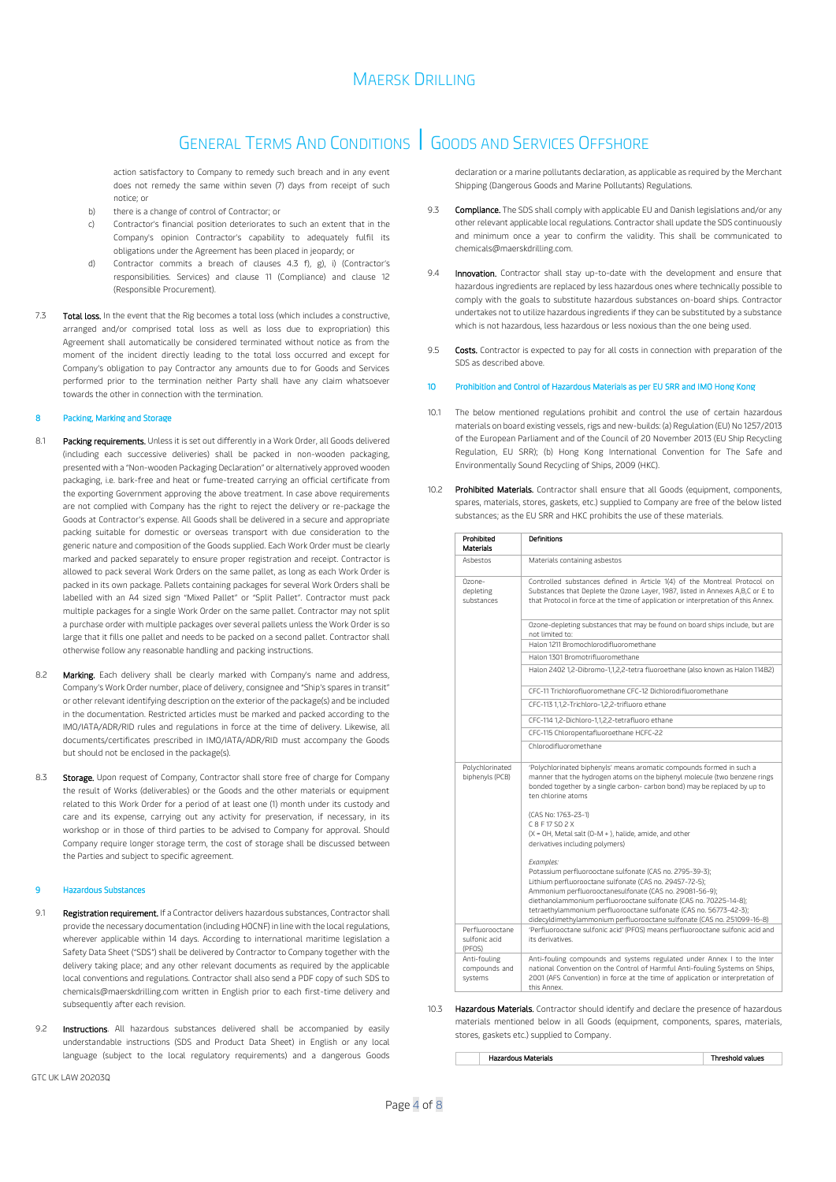action satisfactory to Company to remedy such breach and in any event does not remedy the same within seven (7) days from receipt of such notice; or

b) there is a change of control of Contractor; or

c) Contractor's financial position deteriorates to such an extent that in the Company's opinion Contractor's capability to adequately fulfil its obligations under the Agreement has been placed in jeopardy; or

d) Contractor commits a breach of clauses 4.3 f), g), i) (Contractor's responsibilities. Services) and clause 11 (Compliance) and clause 12 (Responsible Procurement).

7.3 **Total loss.** In the event that the Rig becomes a total loss (which includes a constructive, arranged and/or comprised total loss as well as loss due to expropriation) this Agreement shall automatically be considered terminated without notice as from the moment of the incident directly leading to the total loss occurred and except for Company's obligation to pay Contractor any amounts due for Goods and Services performed prior to the termination neither Party shall have any claim whatsoever towards the other in connection with the termination.

## 8 Packing, Marking and Storage

8.1 **Packing requirements.** Unless it is set out differently in a Work Order, all Goods delivered (including each successive deliveries) shall be packed in non-wooden packaging, presented with a "Non-wooden Packaging Declaration" or alternatively approved wooden packaging, i.e. bark-free and heat or fume-treated carrying an official certificate from the exporting Government approving the above treatment. In case above requirements are not complied with Company has the right to reject the delivery or re-package the Goods at Contractor's expense. All Goods shall be delivered in a secure and appropriate packing suitable for domestic or overseas transport with due consideration to the generic nature and composition of the Goods supplied. Each Work Order must be clearly marked and packed separately to ensure proper registration and receipt. Contractor is allowed to pack several Work Orders on the same pallet, as long as each Work Order is packed in its own package. Pallets containing packages for several Work Orders shall be labelled with an A4 sized sign "Mixed Pallet" or "Split Pallet". Contractor must pack multiple packages for a single Work Order on the same pallet. Contractor may not split a purchase order with multiple packages over several pallets unless the Work Order is so large that it fills one pallet and needs to be packed on a second pallet. Contractor shall otherwise follow any reasonable handling and packing instructions.

8.2 **Marking.** Each delivery shall be clearly marked with Company's name and address, Company's Work Order number, place of delivery, consignee and "Ship's spares in transit" or other relevant identifying description on the exterior of the package(s) and be included in the documentation. Restricted articles must be marked and packed according to the IMO/IATA/ADR/RID rules and regulations in force at the time of delivery. Likewise, all documents/certificates prescribed in IMO/IATA/ADR/RID must accompany the Goods but should not be enclosed in the package(s).

8.3 **Storage.** Upon request of Company, Contractor shall store free of charge for Company the result of Works (deliverables) or the Goods and the other materials or equipment related to this Work Order for a period of at least one (1) month under its custody and care and its expense, carrying out any activity for preservation, if necessary, in its workshop or in those of third parties to be advised to Company for approval. Should Company require longer storage term, the cost of storage shall be discussed between the Parties and subject to specific agreement.

## 9 Hazardous Substances

9.1 **Registration requirement.** If a Contractor delivers hazardous substances, Contractor shall provide the necessary documentation (including HOCNF) in line with the local regulations, wherever applicable within 14 days. According to international maritime legislation a Safety Data Sheet ("SDS") shall be delivered by Contractor to Company together with the delivery taking place; and any other relevant documents as required by the applicable local conventions and regulations. Contractor shall also send a PDF copy of such SDS to chemicals@maerskdrilling.com written in English prior to each first-time delivery and subsequently after each revision.

9.2 **Instructions**. All hazardous substances delivered shall be accompanied by easily understandable instructions (SDS and Product Data Sheet) in English or any local language (subject to the local regulatory requirements) and a dangerous Goods declaration or a marine pollutants declaration, as applicable as required by the Merchant Shipping (Dangerous Goods and Marine Pollutants) Regulations.

9.3 **Compliance.** The SDS shall comply with applicable EU and Danish legislations and/or any other relevant applicable local regulations. Contractor shall update the SDS continuously and minimum once a year to confirm the validity. This shall be communicated to chemicals@maerskdrilling.com.

9.4 **Innovation.** Contractor shall stay up-to-date with the development and ensure that hazardous ingredients are replaced by less hazardous ones where technically possible to comply with the goals to substitute hazardous substances on-board ships. Contractor undertakes not to utilize hazardous ingredients if they can be substituted by a substance which is not hazardous, less hazardous or less noxious than the one being used.

9.5 **Costs.** Contractor is expected to pay for all costs in connection with preparation of the SDS as described above.

## 10 Prohibition and Control of Hazardous Materials as per EU SRR and IMO Hong Kong

10.1 The below mentioned regulations prohibit and control the use of certain hazardous materials on board existing vessels, rigs and new-builds: (a) Regulation (EU) No 1257/2013 of the European Parliament and of the Council of 20 November 2013 (EU Ship Recycling Regulation, EU SRR); (b) Hong Kong International Convention for The Safe and Environmentally Sound Recycling of Ships, 2009 (HKC).

10.2 **Prohibited Materials.** Contractor shall ensure that all Goods (equipment, components, spares, materials, stores, gaskets, etc.) supplied to Company are free of the below listed substances; as the EU SRR and HKC prohibits the use of these materials.

| Prohibited Materials | Definitions |
|---|---|
| Asbestos | Materials containing asbestos |
| Ozone-depleting substances | Controlled substances defined in Article 1(4) of the Montreal Protocol on Substances that Deplete the Ozone Layer, 1987, listed in Annexes A,B,C or E to that Protocol in force at the time of application or interpretation of this Annex. |
| | Ozone-depleting substances that may be found on board ships include, but are not limited to: |
| | Halon 1211 Bromochlorodifluoromethane |
| | Halon 1301 Bromotrifluoromethane |
| | Halon 2402 1,2-Dibromo-1,1,2,2-tetra fluoroethane (also known as Halon 114B2) |
| | CFC-11 Trichlorofluoromethane CFC-12 Dichlorodifluoromethane |
| | CFC-113 1,1,2-Trichloro-1,2,2-trifluoro ethane |
| | CFC-114 1,2-Dichloro-1,1,2,2-tetrafluoro ethane |
| | CFC-115 Chloropentafluoroethane HCFC-22 |
| | Chlorodifluoromethane |
| Polychlorinated biphenyls (PCB) | 'Polychlorinated biphenyls' means aromatic compounds formed in such a manner that the hydrogen atoms on the biphenyl molecule (two benzene rings bonded together by a single carbon- carbon bond) may be replaced by up to ten chlorine atoms<br><br>(CAS No: 1763-23-1)<br>C 8 F 17 SO 2 X<br>(X = OH, Metal salt (O-M + ), halide, amide, and other derivatives including polymers)<br><br>*Examples:*<br>Potassium perfluorooctane sulfonate (CAS no. 2795-39-3);<br>Lithium perfluorooctane sulfonate (CAS no. 29457-72-5);<br>Ammonium perfluorooctanesulfonate (CAS no. 29081-56-9);<br>diethanolammonium perfluorooctane sulfonate (CAS no. 70225-14-8);<br>tetraethylammonium perfluorooctane sulfonate (CAS no. 56773-42-3);<br>didecyldimethylammonium perfluorooctane sulfonate (CAS no. 251099-16-8) |
| Perfluorooctane sulfonic acid (PFOS) | 'Perfluorooctane sulfonic acid' (PFOS) means perfluorooctane sulfonic acid and its derivatives. |
| Anti-fouling compounds and systems | Anti-fouling compounds and systems regulated under Annex I to the Inter national Convention on the Control of Harmful Anti-fouling Systems on Ships, 2001 (AFS Convention) in force at the time of application or interpretation of this Annex. |

10.3 **Hazardous Materials.** Contractor should identify and declare the presence of hazardous materials mentioned below in all Goods (equipment, components, spares, materials, stores, gaskets etc.) supplied to Company.

| | Hazardous Materials | Threshold values |
|---|---|---|

GTC UK LAW 20203Q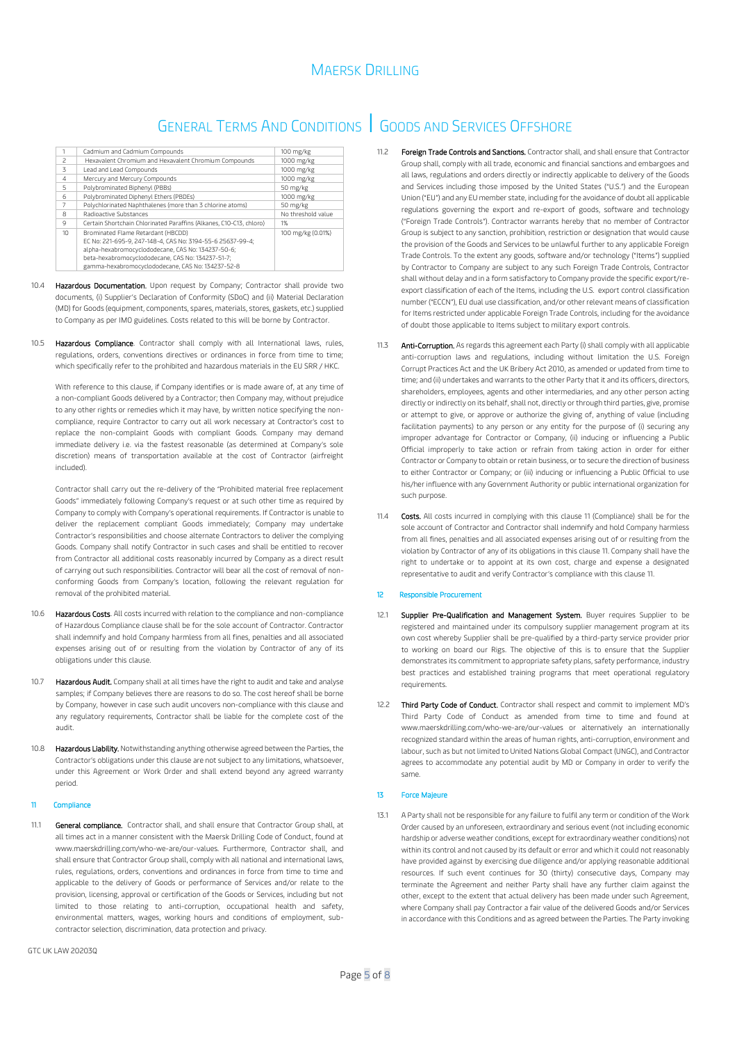| 1 | Cadmium and Cadmium Compounds | 100 mg/kg |
|---|---|---|
| 2 | Hexavalent Chromium and Hexavalent Chromium Compounds | 1000 mg/kg |
| 3 | Lead and Lead Compounds | 1000 mg/kg |
| 4 | Mercury and Mercury Compounds | 1000 mg/kg |
| 5 | Polybrominated Biphenyl (PBBs) | 50 mg/kg |
| 6 | Polybrominated Diphenyl Ethers (PBDEs) | 1000 mg/kg |
| 7 | Polychlorinated Naphthalenes (more than 3 chlorine atoms) | 50 mg/kg |
| 8 | Radioactive Substances | No threshold value |
| 9 | Certain Shortchain Chlorinated Paraffins (Alkanes, C10-C13, chloro) | 1% |
| 10 | Brominated Flame Retardant (HBCDD)<br>EC No: 221-695-9, 247-148-4, CAS No: 3194-55-6 25637-99-4;<br>alpha-hexabromocyclododecane, CAS No: 134237-50-6;<br>beta-hexabromocyclododecane, CAS No: 134237-51-7;<br>gamma-hexabromocyclododecane, CAS No: 134237-52-8 | 100 mg/kg (0.01%) |

10.4 **Hazardous Documentation.** Upon request by Company; Contractor shall provide two documents, (i) Supplier's Declaration of Conformity (SDoC) and (ii) Material Declaration (MD) for Goods (equipment, components, spares, materials, stores, gaskets, etc.) supplied to Company as per IMO guidelines. Costs related to this will be borne by Contractor.

10.5 **Hazardous Compliance**. Contractor shall comply with all International laws, rules, regulations, orders, conventions directives or ordinances in force from time to time; which specifically refer to the prohibited and hazardous materials in the EU SRR / HKC.

With reference to this clause, if Company identifies or is made aware of, at any time of a non-compliant Goods delivered by a Contractor; then Company may, without prejudice to any other rights or remedies which it may have, by written notice specifying the non-compliance, require Contractor to carry out all work necessary at Contractor's cost to replace the non-complaint Goods with compliant Goods. Company may demand immediate delivery i.e. via the fastest reasonable (as determined at Company's sole discretion) means of transportation available at the cost of Contractor (airfreight included).

Contractor shall carry out the re-delivery of the "Prohibited material free replacement Goods" immediately following Company's request or at such other time as required by Company to comply with Company's operational requirements. If Contractor is unable to deliver the replacement compliant Goods immediately; Company may undertake Contractor's responsibilities and choose alternate Contractors to deliver the complying Goods. Company shall notify Contractor in such cases and shall be entitled to recover from Contractor all additional costs reasonably incurred by Company as a direct result of carrying out such responsibilities. Contractor will bear all the cost of removal of non-conforming Goods from Company's location, following the relevant regulation for removal of the prohibited material.

10.6 **Hazardous Costs**. All costs incurred with relation to the compliance and non-compliance of Hazardous Compliance clause shall be for the sole account of Contractor. Contractor shall indemnify and hold Company harmless from all fines, penalties and all associated expenses arising out of or resulting from the violation by Contractor of any of its obligations under this clause.

10.7 **Hazardous Audit.** Company shall at all times have the right to audit and take and analyse samples; if Company believes there are reasons to do so. The cost hereof shall be borne by Company, however in case such audit uncovers non-compliance with this clause and any regulatory requirements, Contractor shall be liable for the complete cost of the audit.

10.8 **Hazardous Liability.** Notwithstanding anything otherwise agreed between the Parties, the Contractor's obligations under this clause are not subject to any limitations, whatsoever, under this Agreement or Work Order and shall extend beyond any agreed warranty period.

## 11 Compliance

11.1 **General compliance.** Contractor shall, and shall ensure that Contractor Group shall, at all times act in a manner consistent with the Maersk Drilling Code of Conduct, found at www.maerskdrilling.com/who-we-are/our-values. Furthermore, Contractor shall, and shall ensure that Contractor Group shall, comply with all national and international laws, rules, regulations, orders, conventions and ordinances in force from time to time and applicable to the delivery of Goods or performance of Services and/or relate to the provision, licensing, approval or certification of the Goods or Services, including but not limited to those relating to anti-corruption, occupational health and safety, environmental matters, wages, working hours and conditions of employment, sub-contractor selection, discrimination, data protection and privacy.

11.2 **Foreign Trade Controls and Sanctions.** Contractor shall, and shall ensure that Contractor Group shall, comply with all trade, economic and financial sanctions and embargoes and all laws, regulations and orders directly or indirectly applicable to delivery of the Goods and Services including those imposed by the United States ("U.S.") and the European Union ("EU") and any EU member state, including for the avoidance of doubt all applicable regulations governing the export and re-export of goods, software and technology ("Foreign Trade Controls"). Contractor warrants hereby that no member of Contractor Group is subject to any sanction, prohibition, restriction or designation that would cause the provision of the Goods and Services to be unlawful further to any applicable Foreign Trade Controls. To the extent any goods, software and/or technology ("Items") supplied by Contractor to Company are subject to any such Foreign Trade Controls, Contractor shall without delay and in a form satisfactory to Company provide the specific export/re-export classification of each of the Items, including the U.S. export control classification number ("ECCN"), EU dual use classification, and/or other relevant means of classification for Items restricted under applicable Foreign Trade Controls, including for the avoidance of doubt those applicable to Items subject to military export controls.

11.3 **Anti-Corruption.** As regards this agreement each Party (i) shall comply with all applicable anti-corruption laws and regulations, including without limitation the U.S. Foreign Corrupt Practices Act and the UK Bribery Act 2010, as amended or updated from time to time; and (ii) undertakes and warrants to the other Party that it and its officers, directors, shareholders, employees, agents and other intermediaries, and any other person acting directly or indirectly on its behalf, shall not, directly or through third parties, give, promise or attempt to give, or approve or authorize the giving of, anything of value (including facilitation payments) to any person or any entity for the purpose of (i) securing any improper advantage for Contractor or Company, (ii) inducing or influencing a Public Official improperly to take action or refrain from taking action in order for either Contractor or Company to obtain or retain business, or to secure the direction of business to either Contractor or Company; or (iii) inducing or influencing a Public Official to use his/her influence with any Government Authority or public international organization for such purpose.

11.4 **Costs.** All costs incurred in complying with this clause 11 (Compliance) shall be for the sole account of Contractor and Contractor shall indemnify and hold Company harmless from all fines, penalties and all associated expenses arising out of or resulting from the violation by Contractor of any of its obligations in this clause 11. Company shall have the right to undertake or to appoint at its own cost, charge and expense a designated representative to audit and verify Contractor's compliance with this clause 11.

## 12 Responsible Procurement

12.1 **Supplier Pre-Qualification and Management System.** Buyer requires Supplier to be registered and maintained under its compulsory supplier management program at its own cost whereby Supplier shall be pre-qualified by a third-party service provider prior to working on board our Rigs. The objective of this is to ensure that the Supplier demonstrates its commitment to appropriate safety plans, safety performance, industry best practices and established training programs that meet operational regulatory requirements.

12.2 **Third Party Code of Conduct.** Contractor shall respect and commit to implement MD's Third Party Code of Conduct as amended from time to time and found at www.maerskdrilling.com/who-we-are/our-values or alternatively an internationally recognized standard within the areas of human rights, anti-corruption, environment and labour, such as but not limited to United Nations Global Compact (UNGC), and Contractor agrees to accommodate any potential audit by MD or Company in order to verify the same.

## 13 Force Majeure

13.1 A Party shall not be responsible for any failure to fulfil any term or condition of the Work Order caused by an unforeseen, extraordinary and serious event (not including economic hardship or adverse weather conditions, except for extraordinary weather conditions) not within its control and not caused by its default or error and which it could not reasonably have provided against by exercising due diligence and/or applying reasonable additional resources. If such event continues for 30 (thirty) consecutive days, Company may terminate the Agreement and neither Party shall have any further claim against the other, except to the extent that actual delivery has been made under such Agreement, where Company shall pay Contractor a fair value of the delivered Goods and/or Services in accordance with this Conditions and as agreed between the Parties. The Party invoking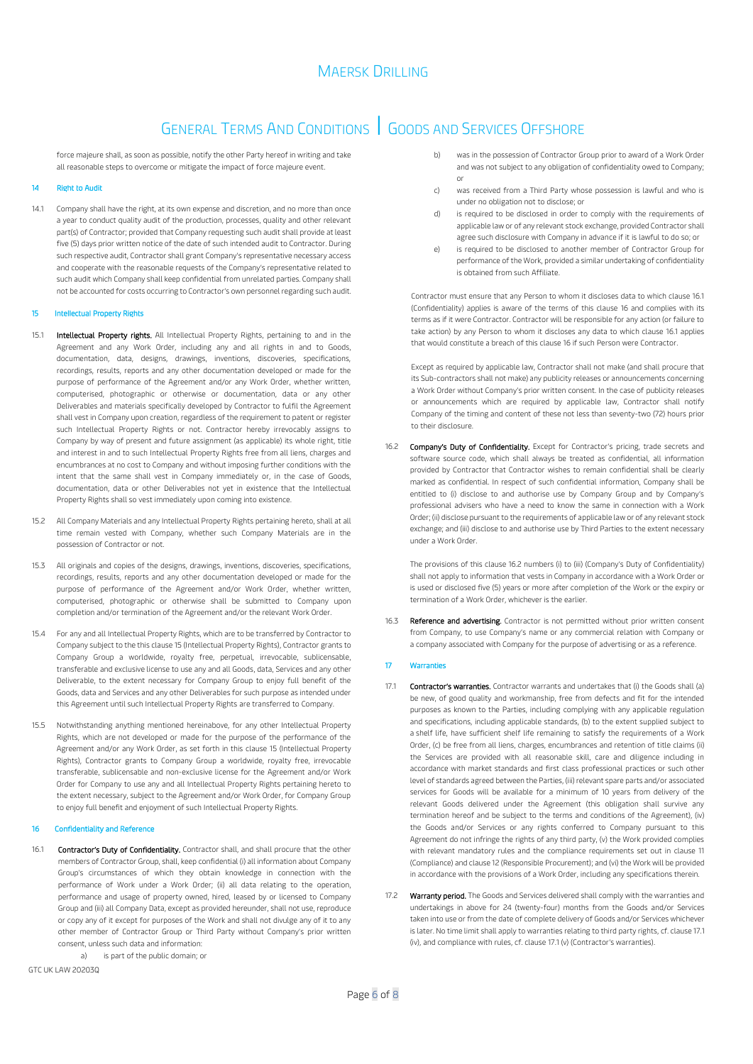force majeure shall, as soon as possible, notify the other Party hereof in writing and take all reasonable steps to overcome or mitigate the impact of force majeure event.

## 14 Right to Audit

14.1 Company shall have the right, at its own expense and discretion, and no more than once a year to conduct quality audit of the production, processes, quality and other relevant part(s) of Contractor; provided that Company requesting such audit shall provide at least five (5) days prior written notice of the date of such intended audit to Contractor. During such respective audit, Contractor shall grant Company's representative necessary access and cooperate with the reasonable requests of the Company's representative related to such audit which Company shall keep confidential from unrelated parties. Company shall not be accounted for costs occurring to Contractor's own personnel regarding such audit.

## 15 Intellectual Property Rights

15.1 **Intellectual Property rights.** All Intellectual Property Rights, pertaining to and in the Agreement and any Work Order, including any and all rights in and to Goods, documentation, data, designs, drawings, inventions, discoveries, specifications, recordings, results, reports and any other documentation developed or made for the purpose of performance of the Agreement and/or any Work Order, whether written, computerised, photographic or otherwise or documentation, data or any other Deliverables and materials specifically developed by Contractor to fulfil the Agreement shall vest in Company upon creation, regardless of the requirement to patent or register such Intellectual Property Rights or not. Contractor hereby irrevocably assigns to Company by way of present and future assignment (as applicable) its whole right, title and interest in and to such Intellectual Property Rights free from all liens, charges and encumbrances at no cost to Company and without imposing further conditions with the intent that the same shall vest in Company immediately or, in the case of Goods, documentation, data or other Deliverables not yet in existence that the Intellectual Property Rights shall so vest immediately upon coming into existence.

15.2 All Company Materials and any Intellectual Property Rights pertaining hereto, shall at all time remain vested with Company, whether such Company Materials are in the possession of Contractor or not.

15.3 All originals and copies of the designs, drawings, inventions, discoveries, specifications, recordings, results, reports and any other documentation developed or made for the purpose of performance of the Agreement and/or Work Order, whether written, computerised, photographic or otherwise shall be submitted to Company upon completion and/or termination of the Agreement and/or the relevant Work Order.

15.4 For any and all Intellectual Property Rights, which are to be transferred by Contractor to Company subject to the this clause 15 (Intellectual Property Rights), Contractor grants to Company Group a worldwide, royalty free, perpetual, irrevocable, sublicensable, transferable and exclusive license to use any and all Goods, data, Services and any other Deliverable, to the extent necessary for Company Group to enjoy full benefit of the Goods, data and Services and any other Deliverables for such purpose as intended under this Agreement until such Intellectual Property Rights are transferred to Company.

15.5 Notwithstanding anything mentioned hereinabove, for any other Intellectual Property Rights, which are not developed or made for the purpose of the performance of the Agreement and/or any Work Order, as set forth in this clause 15 (Intellectual Property Rights), Contractor grants to Company Group a worldwide, royalty free, irrevocable transferable, sublicensable and non-exclusive license for the Agreement and/or Work Order for Company to use any and all Intellectual Property Rights pertaining hereto to the extent necessary, subject to the Agreement and/or Work Order, for Company Group to enjoy full benefit and enjoyment of such Intellectual Property Rights.

## 16 Confidentiality and Reference

16.1 **Contractor's Duty of Confidentiality.** Contractor shall, and shall procure that the other members of Contractor Group, shall, keep confidential (i) all information about Company Group's circumstances of which they obtain knowledge in connection with the performance of Work under a Work Order; (ii) all data relating to the operation, performance and usage of property owned, hired, leased by or licensed to Company Group and (iii) all Company Data, except as provided hereunder, shall not use, reproduce or copy any of it except for purposes of the Work and shall not divulge any of it to any other member of Contractor Group or Third Party without Company's prior written consent, unless such data and information:

a) is part of the public domain; or

b) was in the possession of Contractor Group prior to award of a Work Order and was not subject to any obligation of confidentiality owed to Company; or

c) was received from a Third Party whose possession is lawful and who is under no obligation not to disclose; or

d) is required to be disclosed in order to comply with the requirements of applicable law or of any relevant stock exchange, provided Contractor shall agree such disclosure with Company in advance if it is lawful to do so; or

e) is required to be disclosed to another member of Contractor Group for performance of the Work, provided a similar undertaking of confidentiality is obtained from such Affiliate.

Contractor must ensure that any Person to whom it discloses data to which clause 16.1 (Confidentiality) applies is aware of the terms of this clause 16 and complies with its terms as if it were Contractor. Contractor will be responsible for any action (or failure to take action) by any Person to whom it discloses any data to which clause 16.1 applies that would constitute a breach of this clause 16 if such Person were Contractor.

Except as required by applicable law, Contractor shall not make (and shall procure that its Sub-contractors shall not make) any publicity releases or announcements concerning a Work Order without Company's prior written consent. In the case of publicity releases or announcements which are required by applicable law, Contractor shall notify Company of the timing and content of these not less than seventy-two (72) hours prior to their disclosure.

16.2 **Company's Duty of Confidentiality.** Except for Contractor's pricing, trade secrets and software source code, which shall always be treated as confidential, all information provided by Contractor that Contractor wishes to remain confidential shall be clearly marked as confidential. In respect of such confidential information, Company shall be entitled to (i) disclose to and authorise use by Company Group and by Company's professional advisers who have a need to know the same in connection with a Work Order; (ii) disclose pursuant to the requirements of applicable law or of any relevant stock exchange; and (iii) disclose to and authorise use by Third Parties to the extent necessary under a Work Order.

The provisions of this clause 16.2 numbers (i) to (iii) (Company's Duty of Confidentiality) shall not apply to information that vests in Company in accordance with a Work Order or is used or disclosed five (5) years or more after completion of the Work or the expiry or termination of a Work Order, whichever is the earlier.

16.3 **Reference and advertising.** Contractor is not permitted without prior written consent from Company, to use Company's name or any commercial relation with Company or a company associated with Company for the purpose of advertising or as a reference.

## 17 Warranties

17.1 **Contractor's warranties.** Contractor warrants and undertakes that (i) the Goods shall (a) be new, of good quality and workmanship, free from defects and fit for the intended purposes as known to the Parties, including complying with any applicable regulation and specifications, including applicable standards, (b) to the extent supplied subject to a shelf life, have sufficient shelf life remaining to satisfy the requirements of a Work Order, (c) be free from all liens, charges, encumbrances and retention of title claims (ii) the Services are provided with all reasonable skill, care and diligence including in accordance with market standards and first class professional practices or such other level of standards agreed between the Parties, (iii) relevant spare parts and/or associated services for Goods will be available for a minimum of 10 years from delivery of the relevant Goods delivered under the Agreement (this obligation shall survive any termination hereof and be subject to the terms and conditions of the Agreement), (iv) the Goods and/or Services or any rights conferred to Company pursuant to this Agreement do not infringe the rights of any third party, (v) the Work provided complies with relevant mandatory rules and the compliance requirements set out in clause 11 (Compliance) and clause 12 (Responsible Procurement); and (vi) the Work will be provided in accordance with the provisions of a Work Order, including any specifications therein.

17.2 **Warranty period.** The Goods and Services delivered shall comply with the warranties and undertakings in above for 24 (twenty-four) months from the Goods and/or Services taken into use or from the date of complete delivery of Goods and/or Services whichever is later. No time limit shall apply to warranties relating to third party rights, cf. clause 17.1 (iv), and compliance with rules, cf. clause 17.1 (v) (Contractor's warranties).

GTC UK LAW 2020Q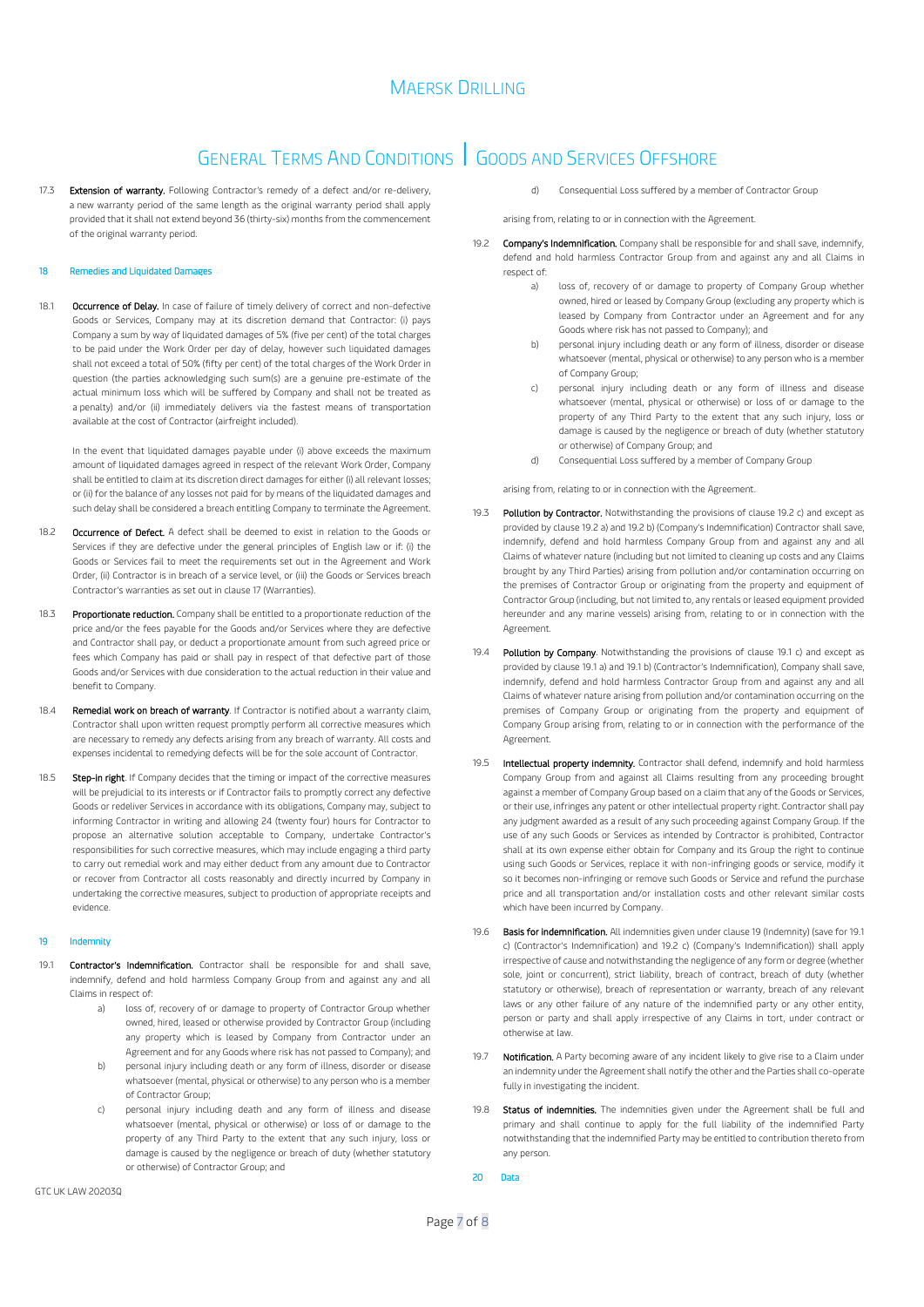17.3 **Extension of warranty.** Following Contractor's remedy of a defect and/or re-delivery, a new warranty period of the same length as the original warranty period shall apply provided that it shall not extend beyond 36 (thirty-six) months from the commencement of the original warranty period.

## 18 Remedies and Liquidated Damages

18.1 **Occurrence of Delay.** In case of failure of timely delivery of correct and non-defective Goods or Services, Company may at its discretion demand that Contractor: (i) pays Company a sum by way of liquidated damages of 5% (five per cent) of the total charges to be paid under the Work Order per day of delay, however such liquidated damages shall not exceed a total of 50% (fifty per cent) of the total charges of the Work Order in question (the parties acknowledging such sum(s) are a genuine pre-estimate of the actual minimum loss which will be suffered by Company and shall not be treated as a penalty) and/or (ii) immediately delivers via the fastest means of transportation available at the cost of Contractor (airfreight included).

In the event that liquidated damages payable under (i) above exceeds the maximum amount of liquidated damages agreed in respect of the relevant Work Order, Company shall be entitled to claim at its discretion direct damages for either (i) all relevant losses; or (ii) for the balance of any losses not paid for by means of the liquidated damages and such delay shall be considered a breach entitling Company to terminate the Agreement.

18.2 **Occurrence of Defect.** A defect shall be deemed to exist in relation to the Goods or Services if they are defective under the general principles of English law or if: (i) the Goods or Services fail to meet the requirements set out in the Agreement and Work Order, (ii) Contractor is in breach of a service level, or (iii) the Goods or Services breach Contractor's warranties as set out in clause 17 (Warranties).

18.3 **Proportionate reduction.** Company shall be entitled to a proportionate reduction of the price and/or the fees payable for the Goods and/or Services where they are defective and Contractor shall pay, or deduct a proportionate amount from such agreed price or fees which Company has paid or shall pay in respect of that defective part of those Goods and/or Services with due consideration to the actual reduction in their value and benefit to Company.

18.4 **Remedial work on breach of warranty**. If Contractor is notified about a warranty claim, Contractor shall upon written request promptly perform all corrective measures which are necessary to remedy any defects arising from any breach of warranty. All costs and expenses incidental to remedying defects will be for the sole account of Contractor.

18.5 **Step-in right**. If Company decides that the timing or impact of the corrective measures will be prejudicial to its interests or if Contractor fails to promptly correct any defective Goods or redeliver Services in accordance with its obligations, Company may, subject to informing Contractor in writing and allowing 24 (twenty four) hours for Contractor to propose an alternative solution acceptable to Company, undertake Contractor's responsibilities for such corrective measures, which may include engaging a third party to carry out remedial work and may either deduct from any amount due to Contractor or recover from Contractor all costs reasonably and directly incurred by Company in undertaking the corrective measures, subject to production of appropriate receipts and evidence.

## 19 Indemnity

19.1 **Contractor's Indemnification.** Contractor shall be responsible for and shall save, indemnify, defend and hold harmless Company Group from and against any and all Claims in respect of:

a) loss of, recovery of or damage to property of Contractor Group whether owned, hired, leased or otherwise provided by Contractor Group (including any property which is leased by Company from Contractor under an Agreement and for any Goods where risk has not passed to Company); and

b) personal injury including death or any form of illness, disorder or disease whatsoever (mental, physical or otherwise) to any person who is a member of Contractor Group;

c) personal injury including death and any form of illness and disease whatsoever (mental, physical or otherwise) or loss of or damage to the property of any Third Party to the extent that any such injury, loss or damage is caused by the negligence or breach of duty (whether statutory or otherwise) of Contractor Group; and

d) Consequential Loss suffered by a member of Contractor Group

arising from, relating to or in connection with the Agreement.

19.2 **Company's Indemnification.** Company shall be responsible for and shall save, indemnify, defend and hold harmless Contractor Group from and against any and all Claims in respect of:

a) loss of, recovery of or damage to property of Company Group whether owned, hired or leased by Company Group (excluding any property which is leased by Company from Contractor under an Agreement and for any Goods where risk has not passed to Company); and

b) personal injury including death or any form of illness, disorder or disease whatsoever (mental, physical or otherwise) to any person who is a member of Company Group;

c) personal injury including death or any form of illness and disease whatsoever (mental, physical or otherwise) or loss of or damage to the property of any Third Party to the extent that any such injury, loss or damage is caused by the negligence or breach of duty (whether statutory or otherwise) of Company Group; and

d) Consequential Loss suffered by a member of Company Group

arising from, relating to or in connection with the Agreement.

19.3 **Pollution by Contractor.** Notwithstanding the provisions of clause 19.2 c) and except as provided by clause 19.2 a) and 19.2 b) (Company's Indemnification) Contractor shall save, indemnify, defend and hold harmless Company Group from and against any and all Claims of whatever nature (including but not limited to cleaning up costs and any Claims brought by any Third Parties) arising from pollution and/or contamination occurring on the premises of Contractor Group or originating from the property and equipment of Contractor Group (including, but not limited to, any rentals or leased equipment provided hereunder and any marine vessels) arising from, relating to or in connection with the Agreement.

19.4 **Pollution by Company**. Notwithstanding the provisions of clause 19.1 c) and except as provided by clause 19.1 a) and 19.1 b) (Contractor's Indemnification), Company shall save, indemnify, defend and hold harmless Contractor Group from and against any and all Claims of whatever nature arising from pollution and/or contamination occurring on the premises of Company Group or originating from the property and equipment of Company Group arising from, relating to or in connection with the performance of the Agreement.

19.5 **Intellectual property indemnity.** Contractor shall defend, indemnify and hold harmless Company Group from and against all Claims resulting from any proceeding brought against a member of Company Group based on a claim that any of the Goods or Services, or their use, infringes any patent or other intellectual property right. Contractor shall pay any judgment awarded as a result of any such proceeding against Company Group. If the use of any such Goods or Services as intended by Contractor is prohibited, Contractor shall at its own expense either obtain for Company and its Group the right to continue using such Goods or Services, replace it with non-infringing goods or service, modify it so it becomes non-infringing or remove such Goods or Service and refund the purchase price and all transportation and/or installation costs and other relevant similar costs which have been incurred by Company.

19.6 **Basis for indemnification.** All indemnities given under clause 19 (Indemnity) (save for 19.1 c) (Contractor's Indemnification) and 19.2 c) (Company's Indemnification)) shall apply irrespective of cause and notwithstanding the negligence of any form or degree (whether sole, joint or concurrent), strict liability, breach of contract, breach of duty (whether statutory or otherwise), breach of representation or warranty, breach of any relevant laws or any other failure of any nature of the indemnified party or any other entity, person or party and shall apply irrespective of any Claims in tort, under contract or otherwise at law.

19.7 **Notification.** A Party becoming aware of any incident likely to give rise to a Claim under an indemnity under the Agreement shall notify the other and the Parties shall co-operate fully in investigating the incident.

19.8 **Status of indemnities.** The indemnities given under the Agreement shall be full and primary and shall continue to apply for the full liability of the indemnified Party notwithstanding that the indemnified Party may be entitled to contribution thereto from any person.

## 20 Data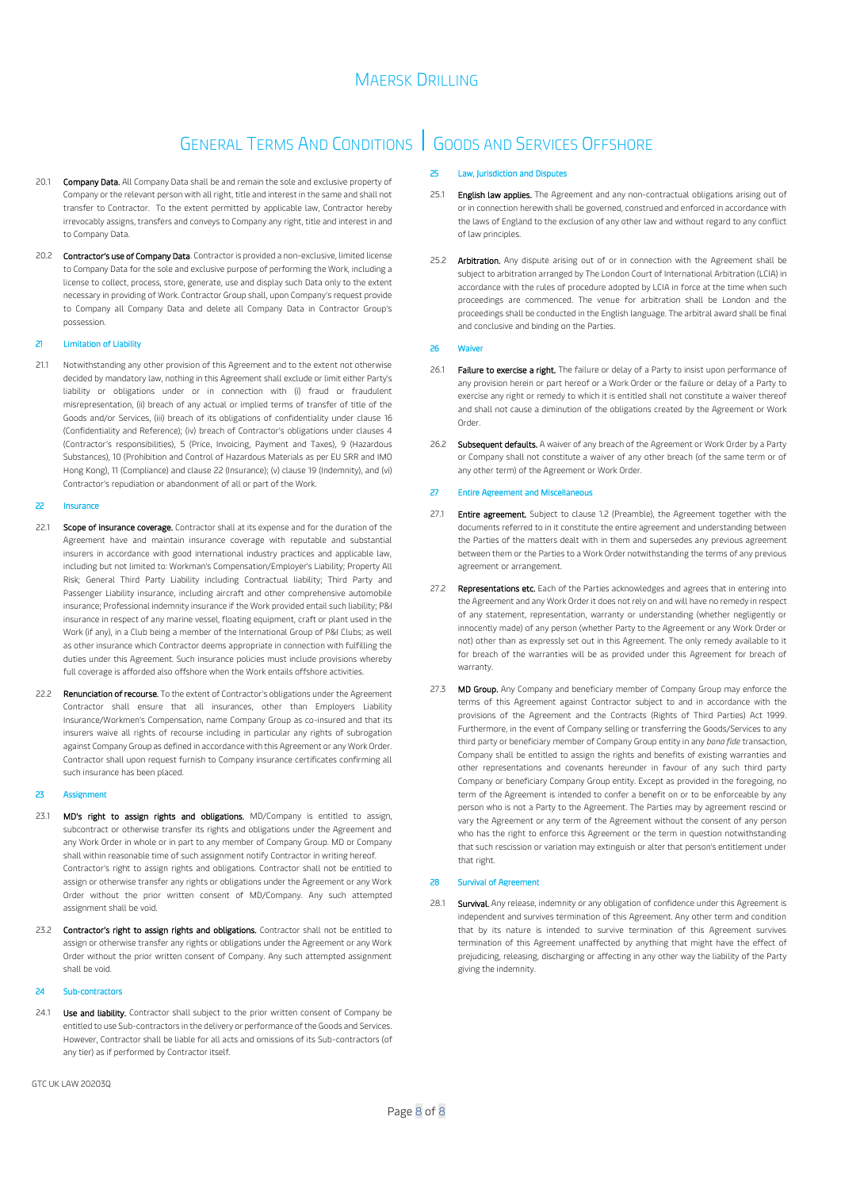20.1 **Company Data.** All Company Data shall be and remain the sole and exclusive property of Company or the relevant person with all right, title and interest in the same and shall not transfer to Contractor. To the extent permitted by applicable law, Contractor hereby irrevocably assigns, transfers and conveys to Company any right, title and interest in and to Company Data.

20.2 **Contractor's use of Company Data**. Contractor is provided a non-exclusive, limited license to Company Data for the sole and exclusive purpose of performing the Work, including a license to collect, process, store, generate, use and display such Data only to the extent necessary in providing of Work. Contractor Group shall, upon Company's request provide to Company all Company Data and delete all Company Data in Contractor Group's possession.

## 21 Limitation of Liability

21.1 Notwithstanding any other provision of this Agreement and to the extent not otherwise decided by mandatory law, nothing in this Agreement shall exclude or limit either Party's liability or obligations under or in connection with (i) fraud or fraudulent misrepresentation, (ii) breach of any actual or implied terms of transfer of title of the Goods and/or Services, (iii) breach of its obligations of confidentiality under clause 16 (Confidentiality and Reference); (iv) breach of Contractor's obligations under clauses 4 (Contractor's responsibilities), 5 (Price, Invoicing, Payment and Taxes), 9 (Hazardous Substances), 10 (Prohibition and Control of Hazardous Materials as per EU SRR and IMO Hong Kong), 11 (Compliance) and clause 22 (Insurance); (v) clause 19 (Indemnity), and (vi) Contractor's repudiation or abandonment of all or part of the Work.

## 22 Insurance

22.1 **Scope of insurance coverage.** Contractor shall at its expense and for the duration of the Agreement have and maintain insurance coverage with reputable and substantial insurers in accordance with good international industry practices and applicable law, including but not limited to: Workman's Compensation/Employer's Liability; Property All Risk; General Third Party Liability including Contractual liability; Third Party and Passenger Liability insurance, including aircraft and other comprehensive automobile insurance; Professional indemnity insurance if the Work provided entail such liability; P&I insurance in respect of any marine vessel, floating equipment, craft or plant used in the Work (if any), in a Club being a member of the International Group of P&I Clubs; as well as other insurance which Contractor deems appropriate in connection with fulfilling the duties under this Agreement. Such insurance policies must include provisions whereby full coverage is afforded also offshore when the Work entails offshore activities.

22.2 **Renunciation of recourse.** To the extent of Contractor's obligations under the Agreement Contractor shall ensure that all insurances, other than Employers Liability Insurance/Workmen's Compensation, name Company Group as co-insured and that its insurers waive all rights of recourse including in particular any rights of subrogation against Company Group as defined in accordance with this Agreement or any Work Order. Contractor shall upon request furnish to Company insurance certificates confirming all such insurance has been placed.

## 23 Assignment

23.1 **MD's right to assign rights and obligations.** MD/Company is entitled to assign, subcontract or otherwise transfer its rights and obligations under the Agreement and any Work Order in whole or in part to any member of Company Group. MD or Company shall within reasonable time of such assignment notify Contractor in writing hereof.
Contractor's right to assign rights and obligations. Contractor shall not be entitled to assign or otherwise transfer any rights or obligations under the Agreement or any Work Order without the prior written consent of MD/Company. Any such attempted assignment shall be void.

23.2 **Contractor's right to assign rights and obligations.** Contractor shall not be entitled to assign or otherwise transfer any rights or obligations under the Agreement or any Work Order without the prior written consent of Company. Any such attempted assignment shall be void.

## 24 Sub-contractors

24.1 **Use and liability.** Contractor shall subject to the prior written consent of Company be entitled to use Sub-contractors in the delivery or performance of the Goods and Services. However, Contractor shall be liable for all acts and omissions of its Sub-contractors (of any tier) as if performed by Contractor itself.

## 25 Law, Jurisdiction and Disputes

25.1 **English law applies.** The Agreement and any non-contractual obligations arising out of or in connection herewith shall be governed, construed and enforced in accordance with the laws of England to the exclusion of any other law and without regard to any conflict of law principles.

25.2 **Arbitration.** Any dispute arising out of or in connection with the Agreement shall be subject to arbitration arranged by The London Court of International Arbitration (LCIA) in accordance with the rules of procedure adopted by LCIA in force at the time when such proceedings are commenced. The venue for arbitration shall be London and the proceedings shall be conducted in the English language. The arbitral award shall be final and conclusive and binding on the Parties.

## 26 Waiver

26.1 **Failure to exercise a right.** The failure or delay of a Party to insist upon performance of any provision herein or part hereof or a Work Order or the failure or delay of a Party to exercise any right or remedy to which it is entitled shall not constitute a waiver thereof and shall not cause a diminution of the obligations created by the Agreement or Work Order.

26.2 **Subsequent defaults.** A waiver of any breach of the Agreement or Work Order by a Party or Company shall not constitute a waiver of any other breach (of the same term or of any other term) of the Agreement or Work Order.

## 27 Entire Agreement and Miscellaneous

27.1 **Entire agreement.** Subject to clause 1.2 (Preamble), the Agreement together with the documents referred to in it constitute the entire agreement and understanding between the Parties of the matters dealt with in them and supersedes any previous agreement between them or the Parties to a Work Order notwithstanding the terms of any previous agreement or arrangement.

27.2 **Representations etc.** Each of the Parties acknowledges and agrees that in entering into the Agreement and any Work Order it does not rely on and will have no remedy in respect of any statement, representation, warranty or understanding (whether negligently or innocently made) of any person (whether Party to the Agreement or any Work Order or not) other than as expressly set out in this Agreement. The only remedy available to it for breach of the warranties will be as provided under this Agreement for breach of warranty.

27.3 **MD Group.** Any Company and beneficiary member of Company Group may enforce the terms of this Agreement against Contractor subject to and in accordance with the provisions of the Agreement and the Contracts (Rights of Third Parties) Act 1999. Furthermore, in the event of Company selling or transferring the Goods/Services to any third party or beneficiary member of Company Group entity in any *bona fide* transaction, Company shall be entitled to assign the rights and benefits of existing warranties and other representations and covenants hereunder in favour of any such third party Company or beneficiary Company Group entity. Except as provided in the foregoing, no term of the Agreement is intended to confer a benefit on or to be enforceable by any person who is not a Party to the Agreement. The Parties may by agreement rescind or vary the Agreement or any term of the Agreement without the consent of any person who has the right to enforce this Agreement or the term in question notwithstanding that such rescission or variation may extinguish or alter that person's entitlement under that right.

## 28 Survival of Agreement

28.1 **Survival.** Any release, indemnity or any obligation of confidence under this Agreement is independent and survives termination of this Agreement. Any other term and condition that by its nature is intended to survive termination of this Agreement survives termination of this Agreement unaffected by anything that might have the effect of prejudicing, releasing, discharging or affecting in any other way the liability of the Party giving the indemnity.

GTC UK LAW 2020Q3